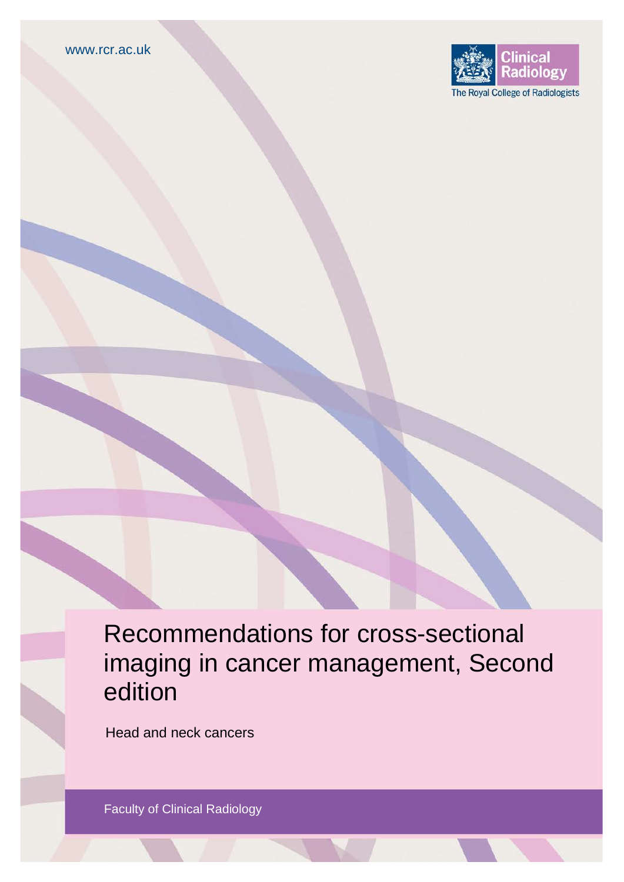www.rcr.ac.uk

Clinical Radiology
The Royal College of Radiologists

# Recommendations for cross-sectional imaging in cancer management, Second edition

Head and neck cancers

Faculty of Clinical Radiology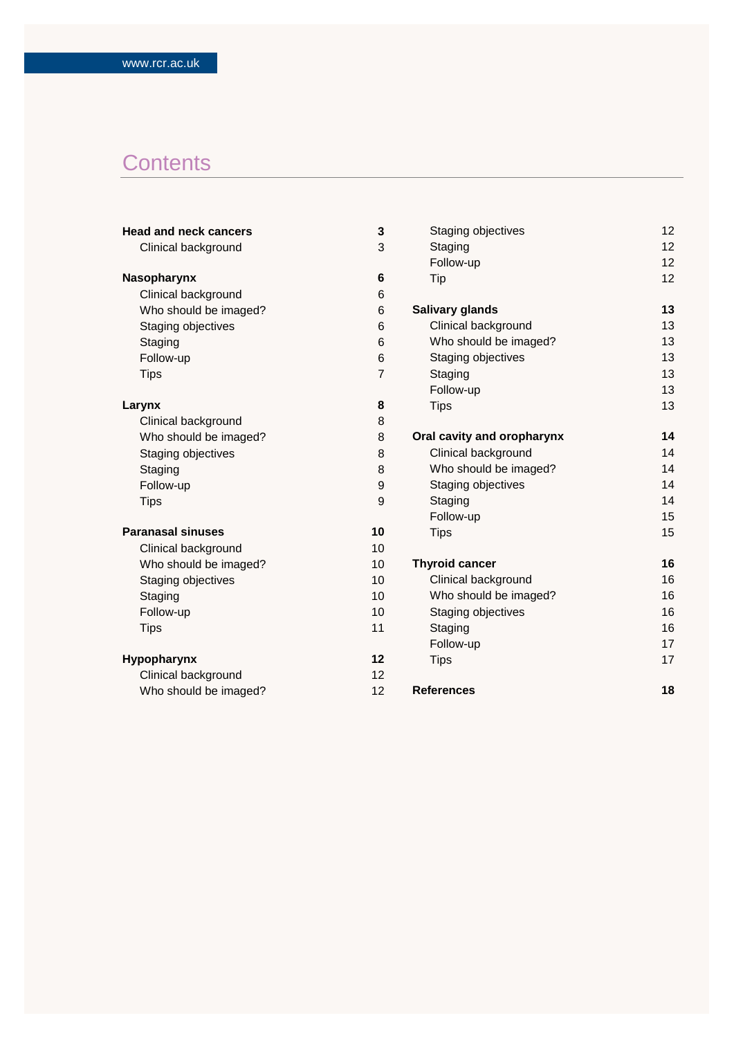# Contents

| | |
|---|---|
| **Head and neck cancers** | **3** |
| Clinical background | 3 |
| **Nasopharynx** | **6** |
| Clinical background | 6 |
| Who should be imaged? | 6 |
| Staging objectives | 6 |
| Staging | 6 |
| Follow-up | 6 |
| Tips | 7 |
| **Larynx** | **8** |
| Clinical background | 8 |
| Who should be imaged? | 8 |
| Staging objectives | 8 |
| Staging | 8 |
| Follow-up | 9 |
| Tips | 9 |
| **Paranasal sinuses** | **10** |
| Clinical background | 10 |
| Who should be imaged? | 10 |
| Staging objectives | 10 |
| Staging | 10 |
| Follow-up | 10 |
| Tips | 11 |
| **Hypopharynx** | **12** |
| Clinical background | 12 |
| Who should be imaged? | 12 |
| Staging objectives | 12 |
| Staging | 12 |
| Follow-up | 12 |
| Tip | 12 |
| **Salivary glands** | **13** |
| Clinical background | 13 |
| Who should be imaged? | 13 |
| Staging objectives | 13 |
| Staging | 13 |
| Follow-up | 13 |
| Tips | 13 |
| **Oral cavity and oropharynx** | **14** |
| Clinical background | 14 |
| Who should be imaged? | 14 |
| Staging objectives | 14 |
| Staging | 14 |
| Follow-up | 15 |
| Tips | 15 |
| **Thyroid cancer** | **16** |
| Clinical background | 16 |
| Who should be imaged? | 16 |
| Staging objectives | 16 |
| Staging | 16 |
| Follow-up | 17 |
| Tips | 17 |
| **References** | **18** |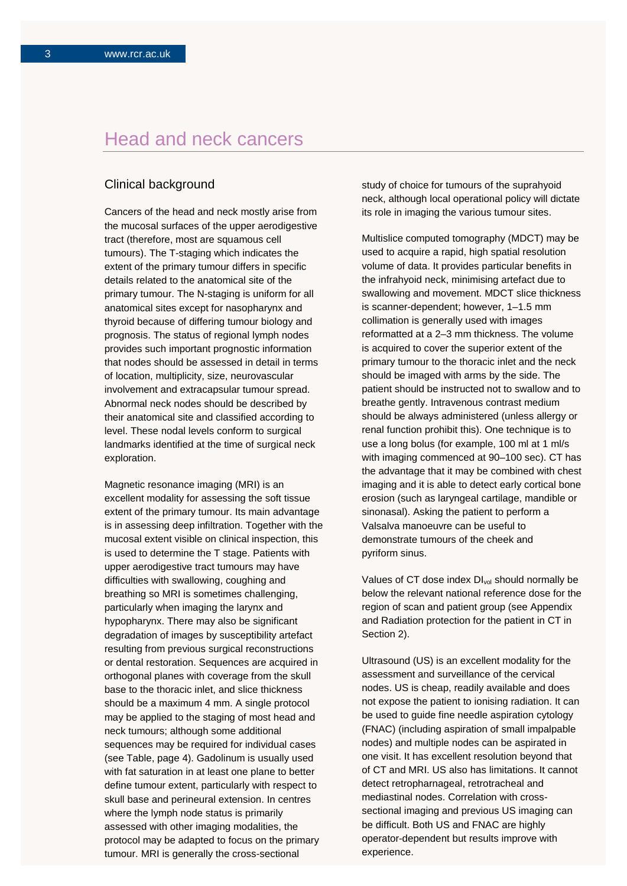# Head and neck cancers

## Clinical background

Cancers of the head and neck mostly arise from the mucosal surfaces of the upper aerodigestive tract (therefore, most are squamous cell tumours). The T-staging which indicates the extent of the primary tumour differs in specific details related to the anatomical site of the primary tumour. The N-staging is uniform for all anatomical sites except for nasopharynx and thyroid because of differing tumour biology and prognosis. The status of regional lymph nodes provides such important prognostic information that nodes should be assessed in detail in terms of location, multiplicity, size, neurovascular involvement and extracapsular tumour spread. Abnormal neck nodes should be described by their anatomical site and classified according to level. These nodal levels conform to surgical landmarks identified at the time of surgical neck exploration.

Magnetic resonance imaging (MRI) is an excellent modality for assessing the soft tissue extent of the primary tumour. Its main advantage is in assessing deep infiltration. Together with the mucosal extent visible on clinical inspection, this is used to determine the T stage. Patients with upper aerodigestive tract tumours may have difficulties with swallowing, coughing and breathing so MRI is sometimes challenging, particularly when imaging the larynx and hypopharynx. There may also be significant degradation of images by susceptibility artefact resulting from previous surgical reconstructions or dental restoration. Sequences are acquired in orthogonal planes with coverage from the skull base to the thoracic inlet, and slice thickness should be a maximum 4 mm. A single protocol may be applied to the staging of most head and neck tumours; although some additional sequences may be required for individual cases (see Table, page 4). Gadolinum is usually used with fat saturation in at least one plane to better define tumour extent, particularly with respect to skull base and perineural extension. In centres where the lymph node status is primarily assessed with other imaging modalities, the protocol may be adapted to focus on the primary tumour. MRI is generally the cross-sectional study of choice for tumours of the suprahyoid neck, although local operational policy will dictate its role in imaging the various tumour sites.

Multislice computed tomography (MDCT) may be used to acquire a rapid, high spatial resolution volume of data. It provides particular benefits in the infrahyoid neck, minimising artefact due to swallowing and movement. MDCT slice thickness is scanner-dependent; however, 1–1.5 mm collimation is generally used with images reformatted at a 2–3 mm thickness. The volume is acquired to cover the superior extent of the primary tumour to the thoracic inlet and the neck should be imaged with arms by the side. The patient should be instructed not to swallow and to breathe gently. Intravenous contrast medium should be always administered (unless allergy or renal function prohibit this). One technique is to use a long bolus (for example, 100 ml at 1 ml/s with imaging commenced at 90–100 sec). CT has the advantage that it may be combined with chest imaging and it is able to detect early cortical bone erosion (such as laryngeal cartilage, mandible or sinonasal). Asking the patient to perform a Valsalva manoeuvre can be useful to demonstrate tumours of the cheek and pyriform sinus.

Values of CT dose index $DI_{vol}$ should normally be below the relevant national reference dose for the region of scan and patient group (see Appendix and Radiation protection for the patient in CT in Section 2).

Ultrasound (US) is an excellent modality for the assessment and surveillance of the cervical nodes. US is cheap, readily available and does not expose the patient to ionising radiation. It can be used to guide fine needle aspiration cytology (FNAC) (including aspiration of small impalpable nodes) and multiple nodes can be aspirated in one visit. It has excellent resolution beyond that of CT and MRI. US also has limitations. It cannot detect retropharnageal, retrotracheal and mediastinal nodes. Correlation with cross-sectional imaging and previous US imaging can be difficult. Both US and FNAC are highly operator-dependent but results improve with experience.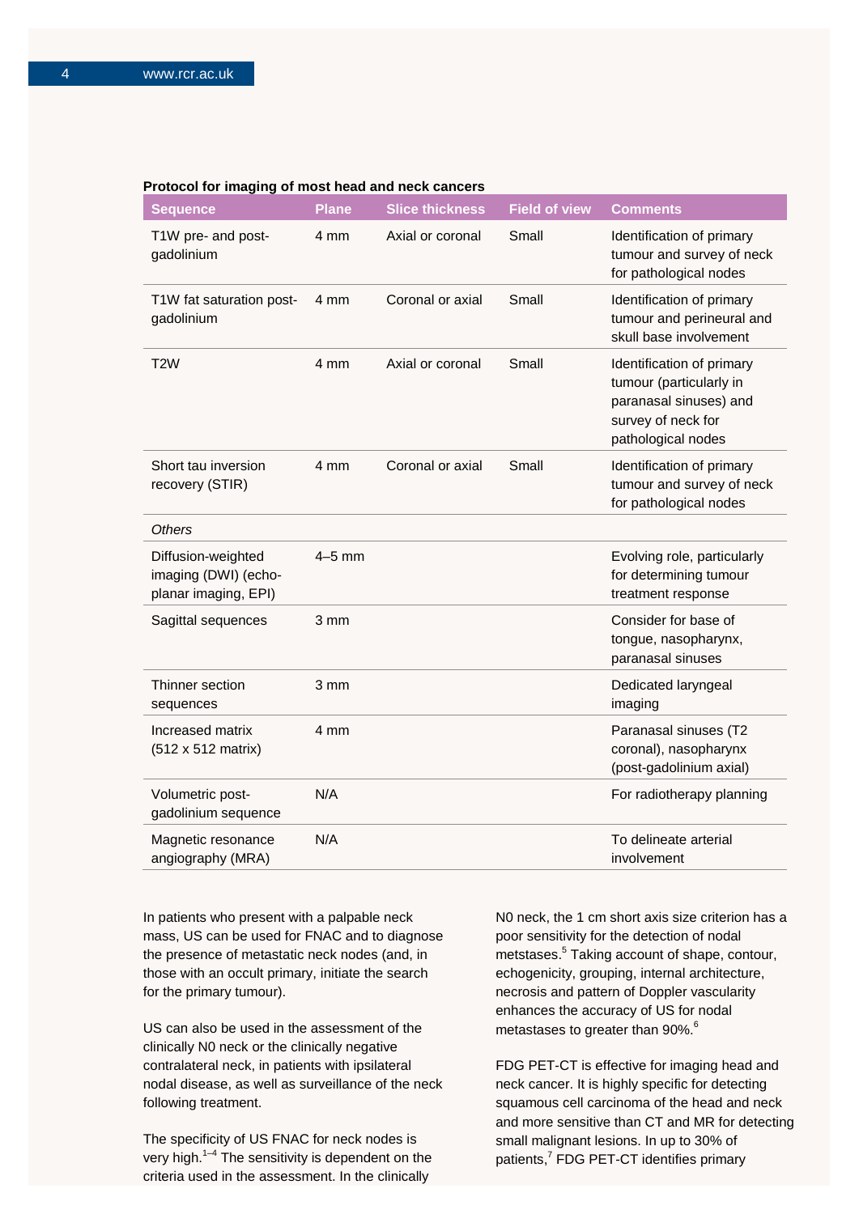**Protocol for imaging of most head and neck cancers**

| Sequence | Plane | Slice thickness | Field of view | Comments |
|---|---|---|---|---|
| T1W pre- and post-gadolinium | 4 mm | Axial or coronal | Small | Identification of primary tumour and survey of neck for pathological nodes |
| T1W fat saturation post-gadolinium | 4 mm | Coronal or axial | Small | Identification of primary tumour and perineural and skull base involvement |
| T2W | 4 mm | Axial or coronal | Small | Identification of primary tumour (particularly in paranasal sinuses) and survey of neck for pathological nodes |
| Short tau inversion recovery (STIR) | 4 mm | Coronal or axial | Small | Identification of primary tumour and survey of neck for pathological nodes |
| *Others* | | | | |
| Diffusion-weighted imaging (DWI) (echo-planar imaging, EPI) | 4–5 mm | | | Evolving role, particularly for determining tumour treatment response |
| Sagittal sequences | 3 mm | | | Consider for base of tongue, nasopharynx, paranasal sinuses |
| Thinner section sequences | 3 mm | | | Dedicated laryngeal imaging |
| Increased matrix (512 x 512 matrix) | 4 mm | | | Paranasal sinuses (T2 coronal), nasopharynx (post-gadolinium axial) |
| Volumetric post-gadolinium sequence | N/A | | | For radiotherapy planning |
| Magnetic resonance angiography (MRA) | N/A | | | To delineate arterial involvement |

In patients who present with a palpable neck mass, US can be used for FNAC and to diagnose the presence of metastatic neck nodes (and, in those with an occult primary, initiate the search for the primary tumour).

US can also be used in the assessment of the clinically N0 neck or the clinically negative contralateral neck, in patients with ipsilateral nodal disease, as well as surveillance of the neck following treatment.

The specificity of US FNAC for neck nodes is very high.[1–4] The sensitivity is dependent on the criteria used in the assessment. In the clinically N0 neck, the 1 cm short axis size criterion has a poor sensitivity for the detection of nodal metstases.[5] Taking account of shape, contour, echogenicity, grouping, internal architecture, necrosis and pattern of Doppler vascularity enhances the accuracy of US for nodal metastases to greater than 90%.[6]

FDG PET-CT is effective for imaging head and neck cancer. It is highly specific for detecting squamous cell carcinoma of the head and neck and more sensitive than CT and MR for detecting small malignant lesions. In up to 30% of patients,[7] FDG PET-CT identifies primary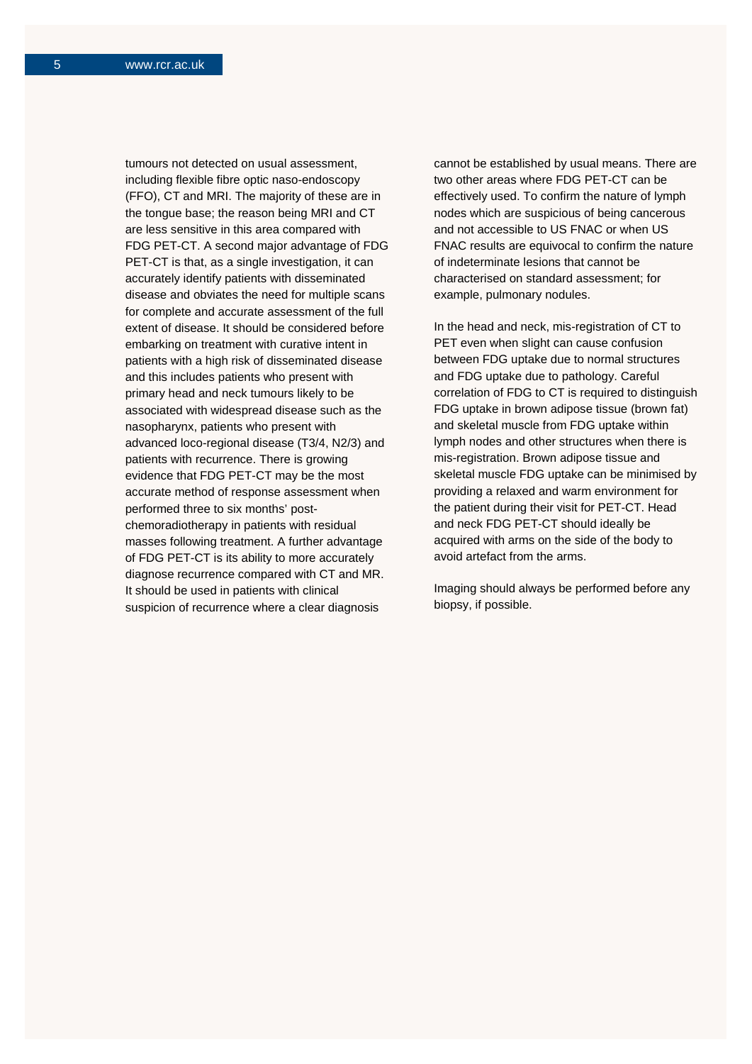tumours not detected on usual assessment, including flexible fibre optic naso-endoscopy (FFO), CT and MRI. The majority of these are in the tongue base; the reason being MRI and CT are less sensitive in this area compared with FDG PET-CT. A second major advantage of FDG PET-CT is that, as a single investigation, it can accurately identify patients with disseminated disease and obviates the need for multiple scans for complete and accurate assessment of the full extent of disease. It should be considered before embarking on treatment with curative intent in patients with a high risk of disseminated disease and this includes patients who present with primary head and neck tumours likely to be associated with widespread disease such as the nasopharynx, patients who present with advanced loco-regional disease (T3/4, N2/3) and patients with recurrence. There is growing evidence that FDG PET-CT may be the most accurate method of response assessment when performed three to six months' post-chemoradiotherapy in patients with residual masses following treatment. A further advantage of FDG PET-CT is its ability to more accurately diagnose recurrence compared with CT and MR. It should be used in patients with clinical suspicion of recurrence where a clear diagnosis cannot be established by usual means. There are two other areas where FDG PET-CT can be effectively used. To confirm the nature of lymph nodes which are suspicious of being cancerous and not accessible to US FNAC or when US FNAC results are equivocal to confirm the nature of indeterminate lesions that cannot be characterised on standard assessment; for example, pulmonary nodules.

In the head and neck, mis-registration of CT to PET even when slight can cause confusion between FDG uptake due to normal structures and FDG uptake due to pathology. Careful correlation of FDG to CT is required to distinguish FDG uptake in brown adipose tissue (brown fat) and skeletal muscle from FDG uptake within lymph nodes and other structures when there is mis-registration. Brown adipose tissue and skeletal muscle FDG uptake can be minimised by providing a relaxed and warm environment for the patient during their visit for PET-CT. Head and neck FDG PET-CT should ideally be acquired with arms on the side of the body to avoid artefact from the arms.

Imaging should always be performed before any biopsy, if possible.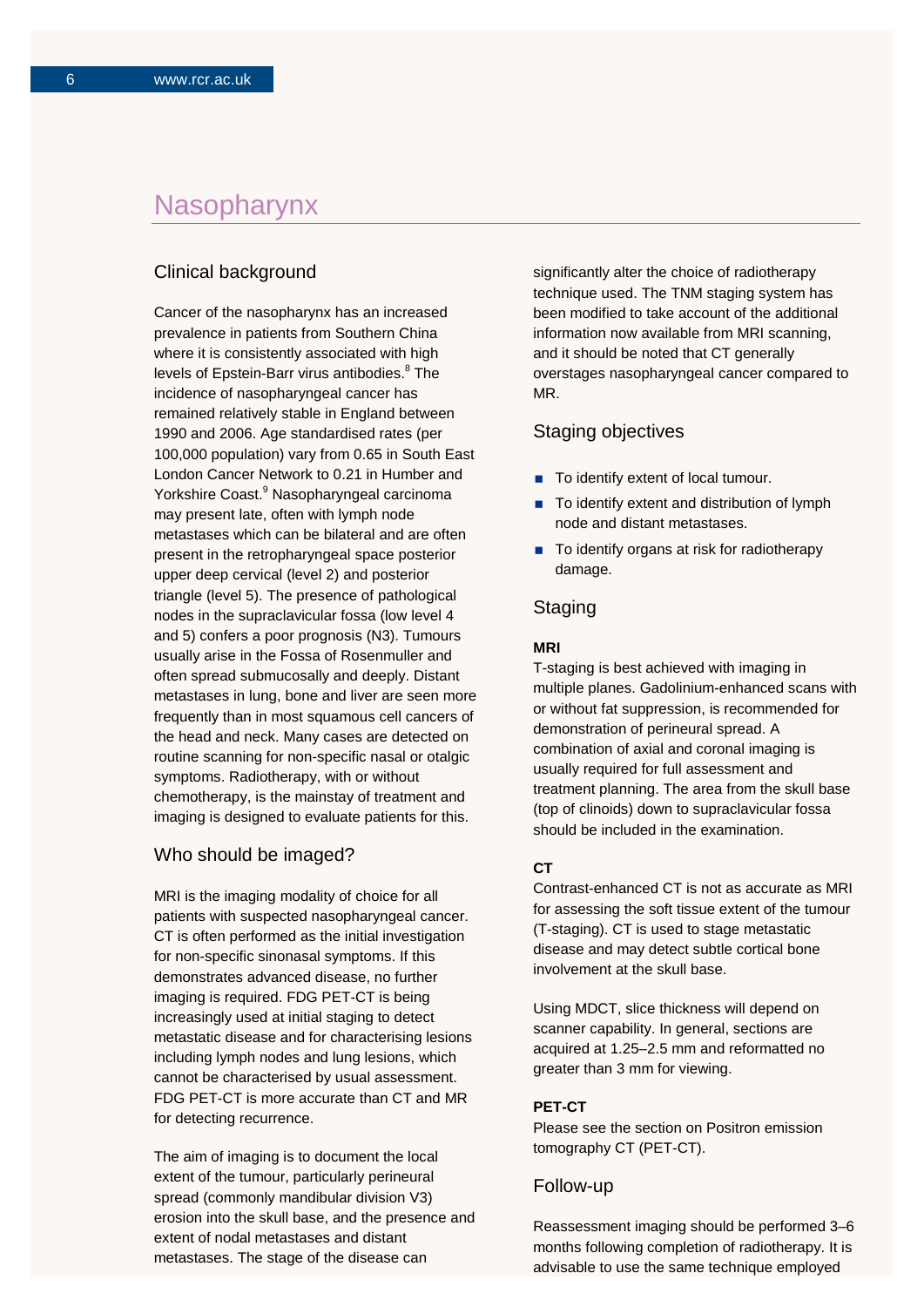# Nasopharynx

## Clinical background

Cancer of the nasopharynx has an increased prevalence in patients from Southern China where it is consistently associated with high levels of Epstein-Barr virus antibodies.[8] The incidence of nasopharyngeal cancer has remained relatively stable in England between 1990 and 2006. Age standardised rates (per 100,000 population) vary from 0.65 in South East London Cancer Network to 0.21 in Humber and Yorkshire Coast.[9] Nasopharyngeal carcinoma may present late, often with lymph node metastases which can be bilateral and are often present in the retropharyngeal space posterior upper deep cervical (level 2) and posterior triangle (level 5). The presence of pathological nodes in the supraclavicular fossa (low level 4 and 5) confers a poor prognosis (N3). Tumours usually arise in the Fossa of Rosenmuller and often spread submucosally and deeply. Distant metastases in lung, bone and liver are seen more frequently than in most squamous cell cancers of the head and neck. Many cases are detected on routine scanning for non-specific nasal or otalgic symptoms. Radiotherapy, with or without chemotherapy, is the mainstay of treatment and imaging is designed to evaluate patients for this.

## Who should be imaged?

MRI is the imaging modality of choice for all patients with suspected nasopharyngeal cancer. CT is often performed as the initial investigation for non-specific sinonasal symptoms. If this demonstrates advanced disease, no further imaging is required. FDG PET-CT is being increasingly used at initial staging to detect metastatic disease and for characterising lesions including lymph nodes and lung lesions, which cannot be characterised by usual assessment. FDG PET-CT is more accurate than CT and MR for detecting recurrence.

The aim of imaging is to document the local extent of the tumour, particularly perineural spread (commonly mandibular division V3) erosion into the skull base, and the presence and extent of nodal metastases and distant metastases. The stage of the disease can significantly alter the choice of radiotherapy technique used. The TNM staging system has been modified to take account of the additional information now available from MRI scanning, and it should be noted that CT generally overstages nasopharyngeal cancer compared to MR.

## Staging objectives

- To identify extent of local tumour.
- To identify extent and distribution of lymph node and distant metastases.
- To identify organs at risk for radiotherapy damage.

## Staging

**MRI**

T-staging is best achieved with imaging in multiple planes. Gadolinium-enhanced scans with or without fat suppression, is recommended for demonstration of perineural spread. A combination of axial and coronal imaging is usually required for full assessment and treatment planning. The area from the skull base (top of clinoids) down to supraclavicular fossa should be included in the examination.

**CT**

Contrast-enhanced CT is not as accurate as MRI for assessing the soft tissue extent of the tumour (T-staging). CT is used to stage metastatic disease and may detect subtle cortical bone involvement at the skull base.

Using MDCT, slice thickness will depend on scanner capability. In general, sections are acquired at 1.25–2.5 mm and reformatted no greater than 3 mm for viewing.

**PET-CT**

Please see the section on Positron emission tomography CT (PET-CT).

## Follow-up

Reassessment imaging should be performed 3–6 months following completion of radiotherapy. It is advisable to use the same technique employed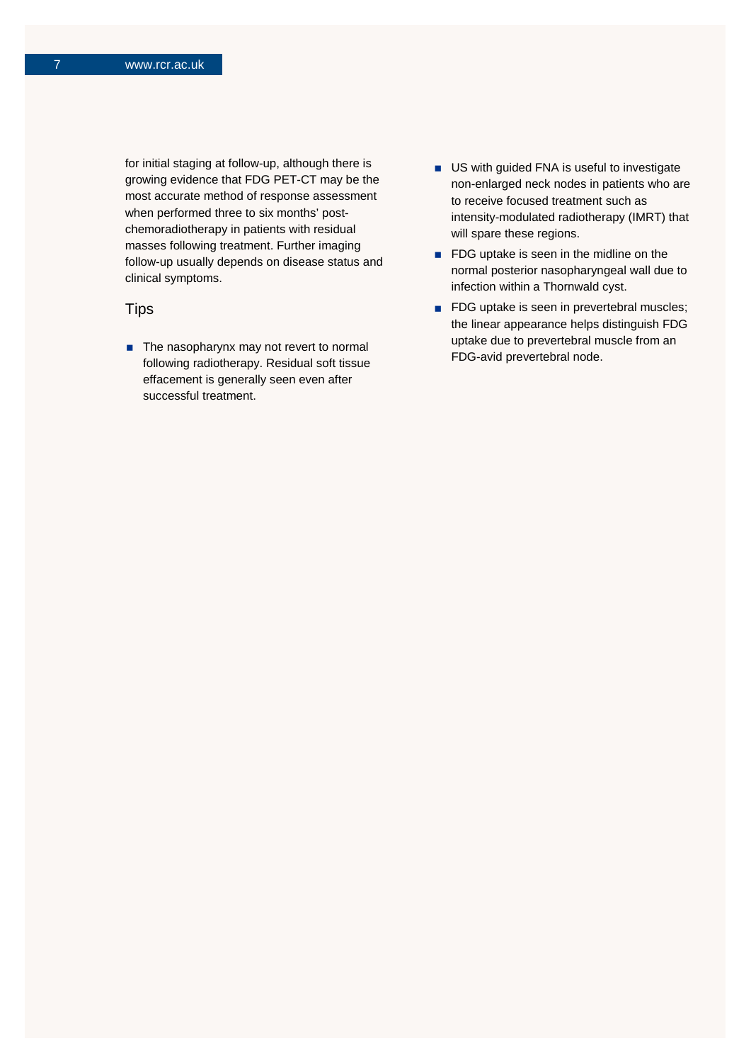for initial staging at follow-up, although there is growing evidence that FDG PET-CT may be the most accurate method of response assessment when performed three to six months' post-chemoradiotherapy in patients with residual masses following treatment. Further imaging follow-up usually depends on disease status and clinical symptoms.

## Tips

- The nasopharynx may not revert to normal following radiotherapy. Residual soft tissue effacement is generally seen even after successful treatment.
- US with guided FNA is useful to investigate non-enlarged neck nodes in patients who are to receive focused treatment such as intensity-modulated radiotherapy (IMRT) that will spare these regions.
- FDG uptake is seen in the midline on the normal posterior nasopharyngeal wall due to infection within a Thornwald cyst.
- FDG uptake is seen in prevertebral muscles; the linear appearance helps distinguish FDG uptake due to prevertebral muscle from an FDG-avid prevertebral node.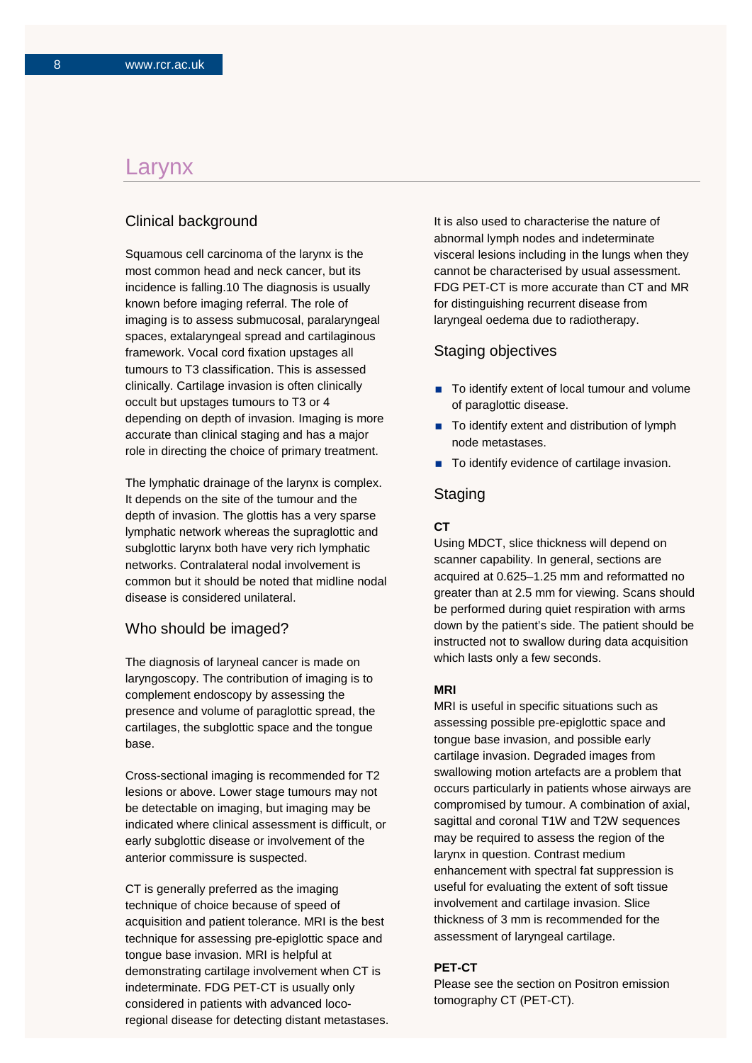# Larynx

## Clinical background

Squamous cell carcinoma of the larynx is the most common head and neck cancer, but its incidence is falling.10 The diagnosis is usually known before imaging referral. The role of imaging is to assess submucosal, paralaryngeal spaces, extalaryngeal spread and cartilaginous framework. Vocal cord fixation upstages all tumours to T3 classification. This is assessed clinically. Cartilage invasion is often clinically occult but upstages tumours to T3 or 4 depending on depth of invasion. Imaging is more accurate than clinical staging and has a major role in directing the choice of primary treatment.

The lymphatic drainage of the larynx is complex. It depends on the site of the tumour and the depth of invasion. The glottis has a very sparse lymphatic network whereas the supraglottic and subglottic larynx both have very rich lymphatic networks. Contralateral nodal involvement is common but it should be noted that midline nodal disease is considered unilateral.

## Who should be imaged?

The diagnosis of laryneal cancer is made on laryngoscopy. The contribution of imaging is to complement endoscopy by assessing the presence and volume of paraglottic spread, the cartilages, the subglottic space and the tongue base.

Cross-sectional imaging is recommended for T2 lesions or above. Lower stage tumours may not be detectable on imaging, but imaging may be indicated where clinical assessment is difficult, or early subglottic disease or involvement of the anterior commissure is suspected.

CT is generally preferred as the imaging technique of choice because of speed of acquisition and patient tolerance. MRI is the best technique for assessing pre-epiglottic space and tongue base invasion. MRI is helpful at demonstrating cartilage involvement when CT is indeterminate. FDG PET-CT is usually only considered in patients with advanced loco-regional disease for detecting distant metastases. It is also used to characterise the nature of abnormal lymph nodes and indeterminate visceral lesions including in the lungs when they cannot be characterised by usual assessment. FDG PET-CT is more accurate than CT and MR for distinguishing recurrent disease from laryngeal oedema due to radiotherapy.

## Staging objectives

- To identify extent of local tumour and volume of paraglottic disease.
- To identify extent and distribution of lymph node metastases.
- To identify evidence of cartilage invasion.

## Staging

**CT**

Using MDCT, slice thickness will depend on scanner capability. In general, sections are acquired at 0.625–1.25 mm and reformatted no greater than at 2.5 mm for viewing. Scans should be performed during quiet respiration with arms down by the patient's side. The patient should be instructed not to swallow during data acquisition which lasts only a few seconds.

**MRI**

MRI is useful in specific situations such as assessing possible pre-epiglottic space and tongue base invasion, and possible early cartilage invasion. Degraded images from swallowing motion artefacts are a problem that occurs particularly in patients whose airways are compromised by tumour. A combination of axial, sagittal and coronal T1W and T2W sequences may be required to assess the region of the larynx in question. Contrast medium enhancement with spectral fat suppression is useful for evaluating the extent of soft tissue involvement and cartilage invasion. Slice thickness of 3 mm is recommended for the assessment of laryngeal cartilage.

**PET-CT**

Please see the section on Positron emission tomography CT (PET-CT).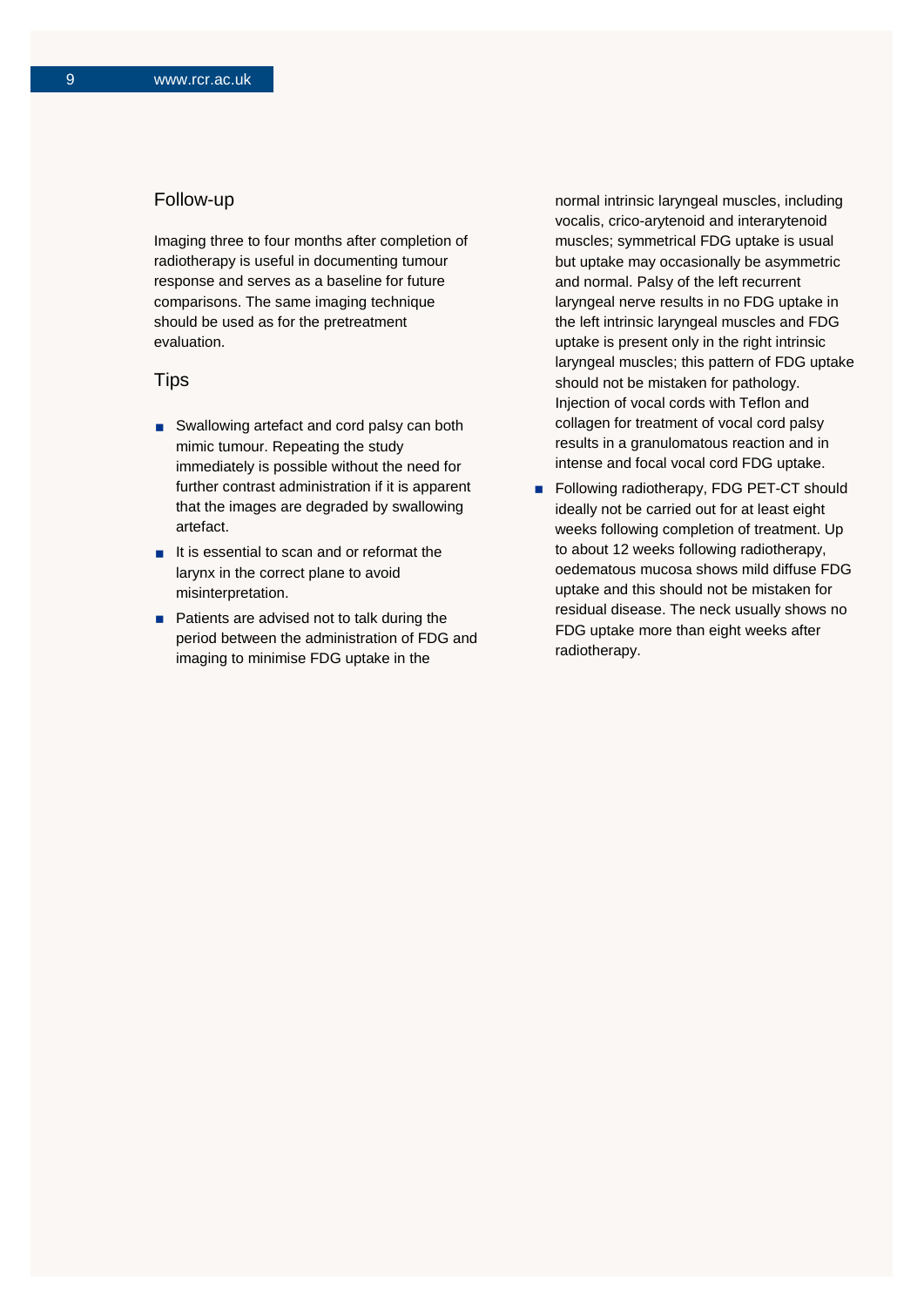## Follow-up

Imaging three to four months after completion of radiotherapy is useful in documenting tumour response and serves as a baseline for future comparisons. The same imaging technique should be used as for the pretreatment evaluation.

## Tips

- Swallowing artefact and cord palsy can both mimic tumour. Repeating the study immediately is possible without the need for further contrast administration if it is apparent that the images are degraded by swallowing artefact.
- It is essential to scan and or reformat the larynx in the correct plane to avoid misinterpretation.
- Patients are advised not to talk during the period between the administration of FDG and imaging to minimise FDG uptake in the normal intrinsic laryngeal muscles, including vocalis, crico-arytenoid and interarytenoid muscles; symmetrical FDG uptake is usual but uptake may occasionally be asymmetric and normal. Palsy of the left recurrent laryngeal nerve results in no FDG uptake in the left intrinsic laryngeal muscles and FDG uptake is present only in the right intrinsic laryngeal muscles; this pattern of FDG uptake should not be mistaken for pathology. Injection of vocal cords with Teflon and collagen for treatment of vocal cord palsy results in a granulomatous reaction and in intense and focal vocal cord FDG uptake.
- Following radiotherapy, FDG PET-CT should ideally not be carried out for at least eight weeks following completion of treatment. Up to about 12 weeks following radiotherapy, oedematous mucosa shows mild diffuse FDG uptake and this should not be mistaken for residual disease. The neck usually shows no FDG uptake more than eight weeks after radiotherapy.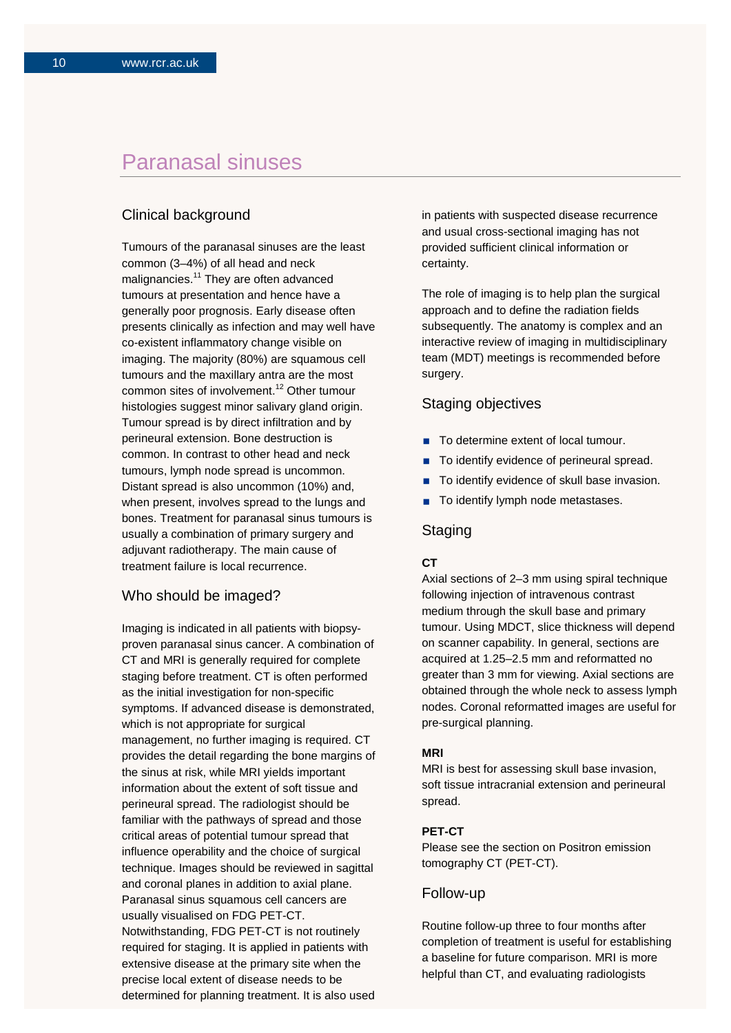# Paranasal sinuses

## Clinical background

Tumours of the paranasal sinuses are the least common (3–4%) of all head and neck malignancies.[11] They are often advanced tumours at presentation and hence have a generally poor prognosis. Early disease often presents clinically as infection and may well have co-existent inflammatory change visible on imaging. The majority (80%) are squamous cell tumours and the maxillary antra are the most common sites of involvement.[12] Other tumour histologies suggest minor salivary gland origin. Tumour spread is by direct infiltration and by perineural extension. Bone destruction is common. In contrast to other head and neck tumours, lymph node spread is uncommon. Distant spread is also uncommon (10%) and, when present, involves spread to the lungs and bones. Treatment for paranasal sinus tumours is usually a combination of primary surgery and adjuvant radiotherapy. The main cause of treatment failure is local recurrence.

## Who should be imaged?

Imaging is indicated in all patients with biopsy-proven paranasal sinus cancer. A combination of CT and MRI is generally required for complete staging before treatment. CT is often performed as the initial investigation for non-specific symptoms. If advanced disease is demonstrated, which is not appropriate for surgical management, no further imaging is required. CT provides the detail regarding the bone margins of the sinus at risk, while MRI yields important information about the extent of soft tissue and perineural spread. The radiologist should be familiar with the pathways of spread and those critical areas of potential tumour spread that influence operability and the choice of surgical technique. Images should be reviewed in sagittal and coronal planes in addition to axial plane. Paranasal sinus squamous cell cancers are usually visualised on FDG PET-CT. Notwithstanding, FDG PET-CT is not routinely required for staging. It is applied in patients with extensive disease at the primary site when the precise local extent of disease needs to be determined for planning treatment. It is also used in patients with suspected disease recurrence and usual cross-sectional imaging has not provided sufficient clinical information or certainty.

The role of imaging is to help plan the surgical approach and to define the radiation fields subsequently. The anatomy is complex and an interactive review of imaging in multidisciplinary team (MDT) meetings is recommended before surgery.

## Staging objectives

- To determine extent of local tumour.
- To identify evidence of perineural spread.
- To identify evidence of skull base invasion.
- To identify lymph node metastases.

## Staging

**CT**

Axial sections of 2–3 mm using spiral technique following injection of intravenous contrast medium through the skull base and primary tumour. Using MDCT, slice thickness will depend on scanner capability. In general, sections are acquired at 1.25–2.5 mm and reformatted no greater than 3 mm for viewing. Axial sections are obtained through the whole neck to assess lymph nodes. Coronal reformatted images are useful for pre-surgical planning.

**MRI**

MRI is best for assessing skull base invasion, soft tissue intracranial extension and perineural spread.

**PET-CT**

Please see the section on Positron emission tomography CT (PET-CT).

## Follow-up

Routine follow-up three to four months after completion of treatment is useful for establishing a baseline for future comparison. MRI is more helpful than CT, and evaluating radiologists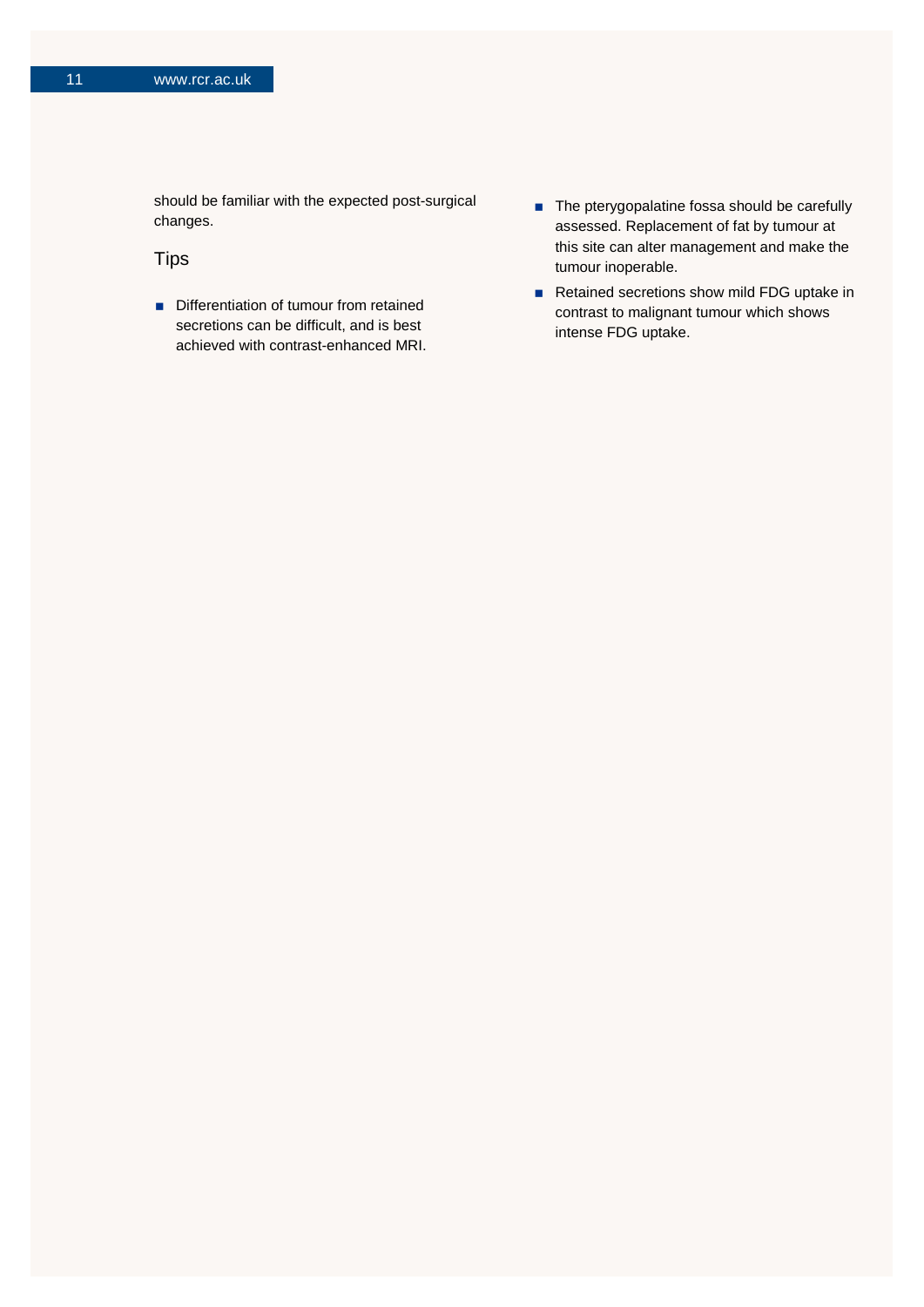should be familiar with the expected post-surgical changes.

## Tips

- Differentiation of tumour from retained secretions can be difficult, and is best achieved with contrast-enhanced MRI.
- The pterygopalatine fossa should be carefully assessed. Replacement of fat by tumour at this site can alter management and make the tumour inoperable.
- Retained secretions show mild FDG uptake in contrast to malignant tumour which shows intense FDG uptake.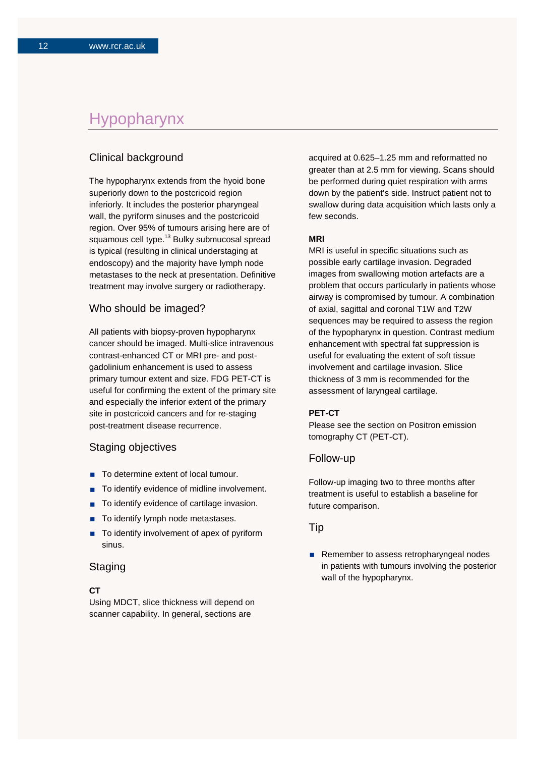# Hypopharynx

## Clinical background

The hypopharynx extends from the hyoid bone superiorly down to the postcricoid region inferiorly. It includes the posterior pharyngeal wall, the pyriform sinuses and the postcricoid region. Over 95% of tumours arising here are of squamous cell type.[13] Bulky submucosal spread is typical (resulting in clinical understaging at endoscopy) and the majority have lymph node metastases to the neck at presentation. Definitive treatment may involve surgery or radiotherapy.

## Who should be imaged?

All patients with biopsy-proven hypopharynx cancer should be imaged. Multi-slice intravenous contrast-enhanced CT or MRI pre- and post-gadolinium enhancement is used to assess primary tumour extent and size. FDG PET-CT is useful for confirming the extent of the primary site and especially the inferior extent of the primary site in postcricoid cancers and for re-staging post-treatment disease recurrence.

## Staging objectives

- To determine extent of local tumour.
- To identify evidence of midline involvement.
- To identify evidence of cartilage invasion.
- To identify lymph node metastases.
- To identify involvement of apex of pyriform sinus.

## Staging

**CT**

Using MDCT, slice thickness will depend on scanner capability. In general, sections are acquired at 0.625–1.25 mm and reformatted no greater than at 2.5 mm for viewing. Scans should be performed during quiet respiration with arms down by the patient's side. Instruct patient not to swallow during data acquisition which lasts only a few seconds.

**MRI**

MRI is useful in specific situations such as possible early cartilage invasion. Degraded images from swallowing motion artefacts are a problem that occurs particularly in patients whose airway is compromised by tumour. A combination of axial, sagittal and coronal T1W and T2W sequences may be required to assess the region of the hypopharynx in question. Contrast medium enhancement with spectral fat suppression is useful for evaluating the extent of soft tissue involvement and cartilage invasion. Slice thickness of 3 mm is recommended for the assessment of laryngeal cartilage.

**PET-CT**

Please see the section on Positron emission tomography CT (PET-CT).

## Follow-up

Follow-up imaging two to three months after treatment is useful to establish a baseline for future comparison.

## Tip

- Remember to assess retropharyngeal nodes in patients with tumours involving the posterior wall of the hypopharynx.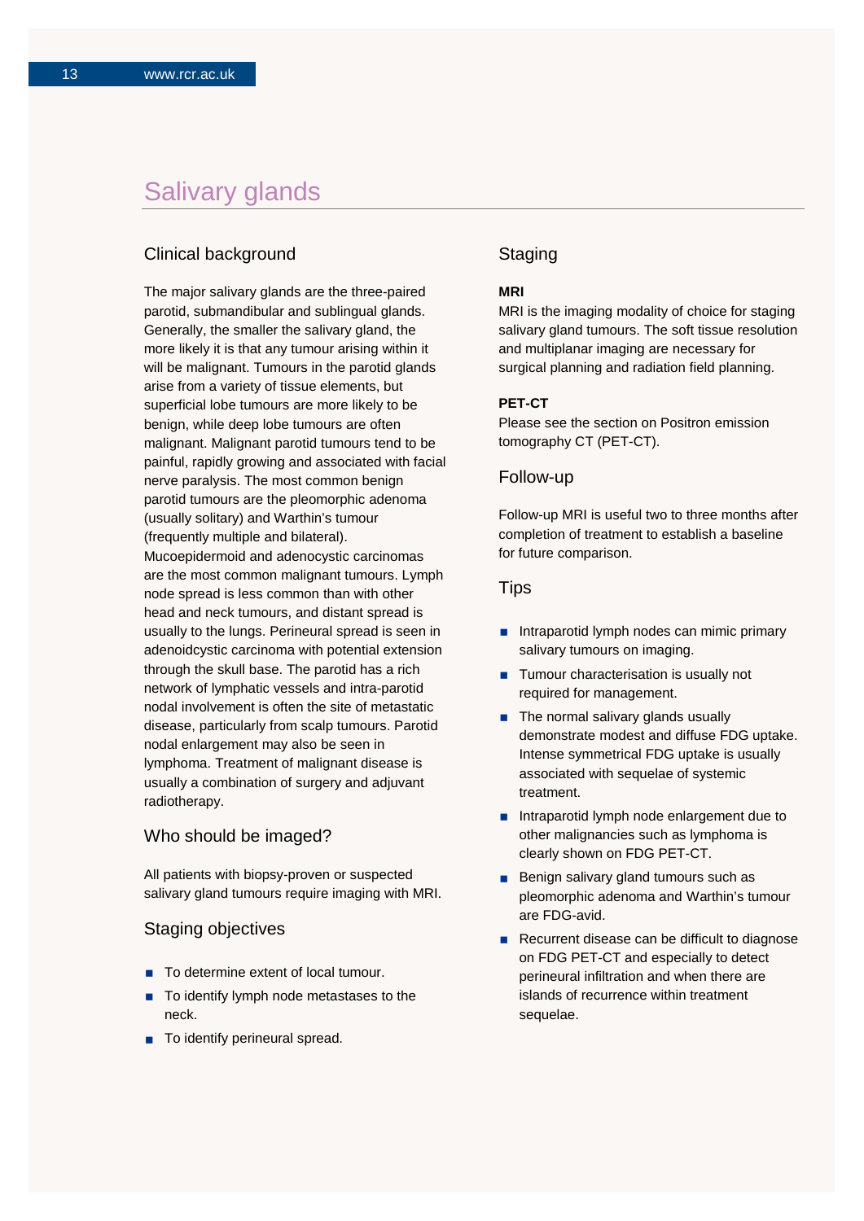# Salivary glands

## Clinical background

The major salivary glands are the three-paired parotid, submandibular and sublingual glands. Generally, the smaller the salivary gland, the more likely it is that any tumour arising within it will be malignant. Tumours in the parotid glands arise from a variety of tissue elements, but superficial lobe tumours are more likely to be benign, while deep lobe tumours are often malignant. Malignant parotid tumours tend to be painful, rapidly growing and associated with facial nerve paralysis. The most common benign parotid tumours are the pleomorphic adenoma (usually solitary) and Warthin's tumour (frequently multiple and bilateral). Mucoepidermoid and adenocystic carcinomas are the most common malignant tumours. Lymph node spread is less common than with other head and neck tumours, and distant spread is usually to the lungs. Perineural spread is seen in adenoidcystic carcinoma with potential extension through the skull base. The parotid has a rich network of lymphatic vessels and intra-parotid nodal involvement is often the site of metastatic disease, particularly from scalp tumours. Parotid nodal enlargement may also be seen in lymphoma. Treatment of malignant disease is usually a combination of surgery and adjuvant radiotherapy.

## Who should be imaged?

All patients with biopsy-proven or suspected salivary gland tumours require imaging with MRI.

## Staging objectives

- To determine extent of local tumour.
- To identify lymph node metastases to the neck.
- To identify perineural spread.

## Staging

**MRI**

MRI is the imaging modality of choice for staging salivary gland tumours. The soft tissue resolution and multiplanar imaging are necessary for surgical planning and radiation field planning.

**PET-CT**

Please see the section on Positron emission tomography CT (PET-CT).

## Follow-up

Follow-up MRI is useful two to three months after completion of treatment to establish a baseline for future comparison.

## Tips

- Intraparotid lymph nodes can mimic primary salivary tumours on imaging.
- Tumour characterisation is usually not required for management.
- The normal salivary glands usually demonstrate modest and diffuse FDG uptake. Intense symmetrical FDG uptake is usually associated with sequelae of systemic treatment.
- Intraparotid lymph node enlargement due to other malignancies such as lymphoma is clearly shown on FDG PET-CT.
- Benign salivary gland tumours such as pleomorphic adenoma and Warthin's tumour are FDG-avid.
- Recurrent disease can be difficult to diagnose on FDG PET-CT and especially to detect perineural infiltration and when there are islands of recurrence within treatment sequelae.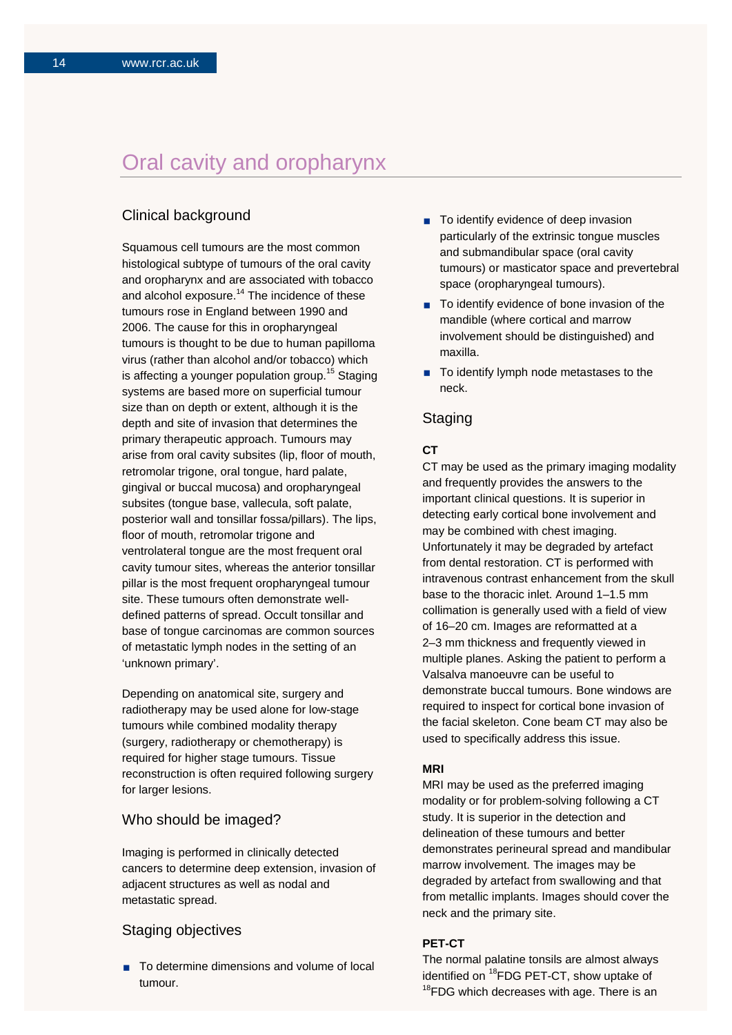# Oral cavity and oropharynx

## Clinical background

Squamous cell tumours are the most common histological subtype of tumours of the oral cavity and oropharynx and are associated with tobacco and alcohol exposure.[14] The incidence of these tumours rose in England between 1990 and 2006. The cause for this in oropharyngeal tumours is thought to be due to human papilloma virus (rather than alcohol and/or tobacco) which is affecting a younger population group.[15] Staging systems are based more on superficial tumour size than on depth or extent, although it is the depth and site of invasion that determines the primary therapeutic approach. Tumours may arise from oral cavity subsites (lip, floor of mouth, retromolar trigone, oral tongue, hard palate, gingival or buccal mucosa) and oropharyngeal subsites (tongue base, vallecula, soft palate, posterior wall and tonsillar fossa/pillars). The lips, floor of mouth, retromolar trigone and ventrolateral tongue are the most frequent oral cavity tumour sites, whereas the anterior tonsillar pillar is the most frequent oropharyngeal tumour site. These tumours often demonstrate well-defined patterns of spread. Occult tonsillar and base of tongue carcinomas are common sources of metastatic lymph nodes in the setting of an 'unknown primary'.

Depending on anatomical site, surgery and radiotherapy may be used alone for low-stage tumours while combined modality therapy (surgery, radiotherapy or chemotherapy) is required for higher stage tumours. Tissue reconstruction is often required following surgery for larger lesions.

## Who should be imaged?

Imaging is performed in clinically detected cancers to determine deep extension, invasion of adjacent structures as well as nodal and metastatic spread.

## Staging objectives

- To determine dimensions and volume of local tumour.
- To identify evidence of deep invasion particularly of the extrinsic tongue muscles and submandibular space (oral cavity tumours) or masticator space and prevertebral space (oropharyngeal tumours).
- To identify evidence of bone invasion of the mandible (where cortical and marrow involvement should be distinguished) and maxilla.
- To identify lymph node metastases to the neck.

## Staging

**CT**

CT may be used as the primary imaging modality and frequently provides the answers to the important clinical questions. It is superior in detecting early cortical bone involvement and may be combined with chest imaging. Unfortunately it may be degraded by artefact from dental restoration. CT is performed with intravenous contrast enhancement from the skull base to the thoracic inlet. Around 1–1.5 mm collimation is generally used with a field of view of 16–20 cm. Images are reformatted at a 2–3 mm thickness and frequently viewed in multiple planes. Asking the patient to perform a Valsalva manoeuvre can be useful to demonstrate buccal tumours. Bone windows are required to inspect for cortical bone invasion of the facial skeleton. Cone beam CT may also be used to specifically address this issue.

**MRI**

MRI may be used as the preferred imaging modality or for problem-solving following a CT study. It is superior in the detection and delineation of these tumours and better demonstrates perineural spread and mandibular marrow involvement. The images may be degraded by artefact from swallowing and that from metallic implants. Images should cover the neck and the primary site.

**PET-CT**

The normal palatine tonsils are almost always identified on $^{18}$FDG PET-CT, show uptake of $^{18}$FDG which decreases with age. There is an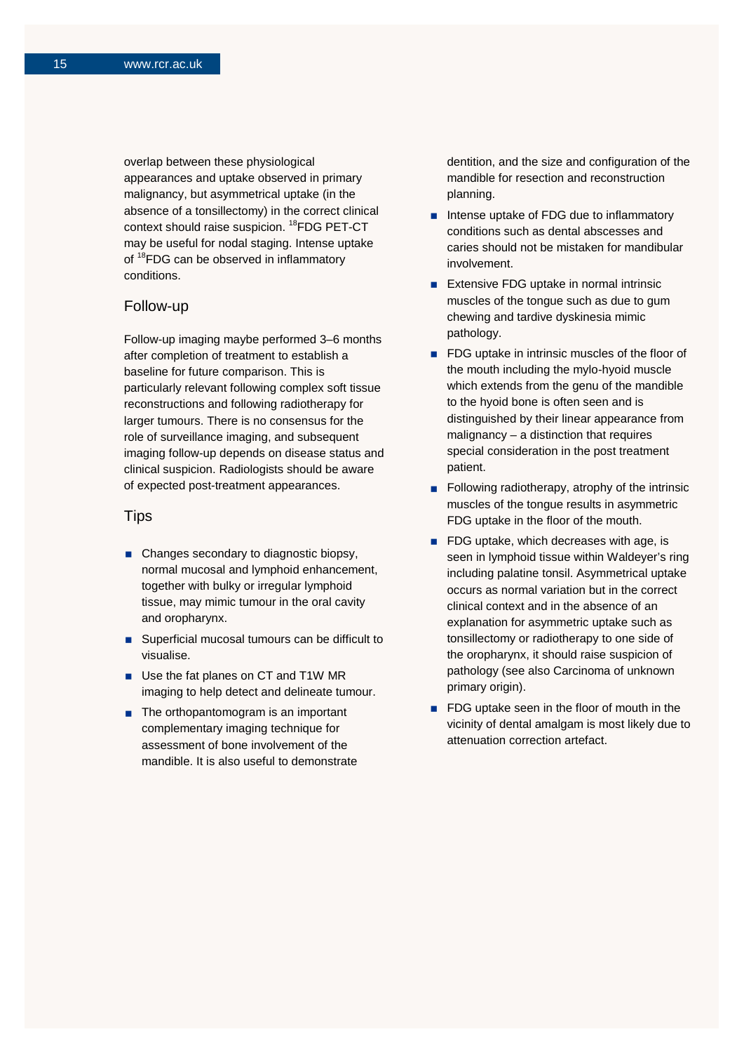overlap between these physiological appearances and uptake observed in primary malignancy, but asymmetrical uptake (in the absence of a tonsillectomy) in the correct clinical context should raise suspicion. $^{18}$FDG PET-CT may be useful for nodal staging. Intense uptake of $^{18}$FDG can be observed in inflammatory conditions.

## Follow-up

Follow-up imaging maybe performed 3–6 months after completion of treatment to establish a baseline for future comparison. This is particularly relevant following complex soft tissue reconstructions and following radiotherapy for larger tumours. There is no consensus for the role of surveillance imaging, and subsequent imaging follow-up depends on disease status and clinical suspicion. Radiologists should be aware of expected post-treatment appearances.

## Tips

- Changes secondary to diagnostic biopsy, normal mucosal and lymphoid enhancement, together with bulky or irregular lymphoid tissue, may mimic tumour in the oral cavity and oropharynx.
- Superficial mucosal tumours can be difficult to visualise.
- Use the fat planes on CT and T1W MR imaging to help detect and delineate tumour.
- The orthopantomogram is an important complementary imaging technique for assessment of bone involvement of the mandible. It is also useful to demonstrate dentition, and the size and configuration of the mandible for resection and reconstruction planning.
- Intense uptake of FDG due to inflammatory conditions such as dental abscesses and caries should not be mistaken for mandibular involvement.
- Extensive FDG uptake in normal intrinsic muscles of the tongue such as due to gum chewing and tardive dyskinesia mimic pathology.
- FDG uptake in intrinsic muscles of the floor of the mouth including the mylo-hyoid muscle which extends from the genu of the mandible to the hyoid bone is often seen and is distinguished by their linear appearance from malignancy – a distinction that requires special consideration in the post treatment patient.
- Following radiotherapy, atrophy of the intrinsic muscles of the tongue results in asymmetric FDG uptake in the floor of the mouth.
- FDG uptake, which decreases with age, is seen in lymphoid tissue within Waldeyer's ring including palatine tonsil. Asymmetrical uptake occurs as normal variation but in the correct clinical context and in the absence of an explanation for asymmetric uptake such as tonsillectomy or radiotherapy to one side of the oropharynx, it should raise suspicion of pathology (see also Carcinoma of unknown primary origin).
- FDG uptake seen in the floor of mouth in the vicinity of dental amalgam is most likely due to attenuation correction artefact.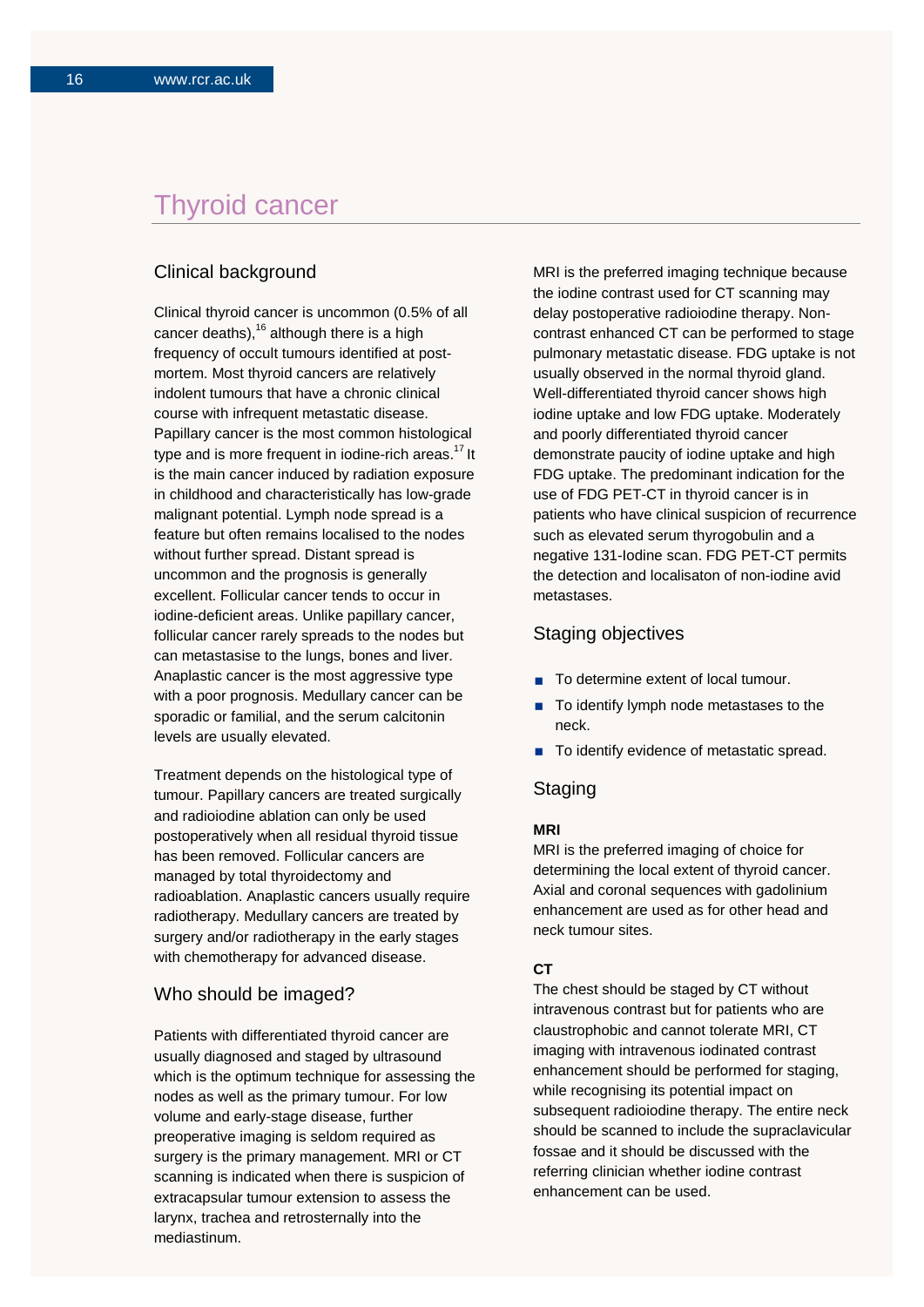# Thyroid cancer

## Clinical background

Clinical thyroid cancer is uncommon (0.5% of all cancer deaths),[16] although there is a high frequency of occult tumours identified at post-mortem. Most thyroid cancers are relatively indolent tumours that have a chronic clinical course with infrequent metastatic disease. Papillary cancer is the most common histological type and is more frequent in iodine-rich areas.[17] It is the main cancer induced by radiation exposure in childhood and characteristically has low-grade malignant potential. Lymph node spread is a feature but often remains localised to the nodes without further spread. Distant spread is uncommon and the prognosis is generally excellent. Follicular cancer tends to occur in iodine-deficient areas. Unlike papillary cancer, follicular cancer rarely spreads to the nodes but can metastasise to the lungs, bones and liver. Anaplastic cancer is the most aggressive type with a poor prognosis. Medullary cancer can be sporadic or familial, and the serum calcitonin levels are usually elevated.

Treatment depends on the histological type of tumour. Papillary cancers are treated surgically and radioiodine ablation can only be used postoperatively when all residual thyroid tissue has been removed. Follicular cancers are managed by total thyroidectomy and radioablation. Anaplastic cancers usually require radiotherapy. Medullary cancers are treated by surgery and/or radiotherapy in the early stages with chemotherapy for advanced disease.

## Who should be imaged?

Patients with differentiated thyroid cancer are usually diagnosed and staged by ultrasound which is the optimum technique for assessing the nodes as well as the primary tumour. For low volume and early-stage disease, further preoperative imaging is seldom required as surgery is the primary management. MRI or CT scanning is indicated when there is suspicion of extracapsular tumour extension to assess the larynx, trachea and retrosternally into the mediastinum.

MRI is the preferred imaging technique because the iodine contrast used for CT scanning may delay postoperative radioiodine therapy. Non-contrast enhanced CT can be performed to stage pulmonary metastatic disease. FDG uptake is not usually observed in the normal thyroid gland. Well-differentiated thyroid cancer shows high iodine uptake and low FDG uptake. Moderately and poorly differentiated thyroid cancer demonstrate paucity of iodine uptake and high FDG uptake. The predominant indication for the use of FDG PET-CT in thyroid cancer is in patients who have clinical suspicion of recurrence such as elevated serum thyrogobulin and a negative 131-Iodine scan. FDG PET-CT permits the detection and localisaton of non-iodine avid metastases.

## Staging objectives

- To determine extent of local tumour.
- To identify lymph node metastases to the neck.
- To identify evidence of metastatic spread.

## Staging

**MRI**

MRI is the preferred imaging of choice for determining the local extent of thyroid cancer. Axial and coronal sequences with gadolinium enhancement are used as for other head and neck tumour sites.

**CT**

The chest should be staged by CT without intravenous contrast but for patients who are claustrophobic and cannot tolerate MRI, CT imaging with intravenous iodinated contrast enhancement should be performed for staging, while recognising its potential impact on subsequent radioiodine therapy. The entire neck should be scanned to include the supraclavicular fossae and it should be discussed with the referring clinician whether iodine contrast enhancement can be used.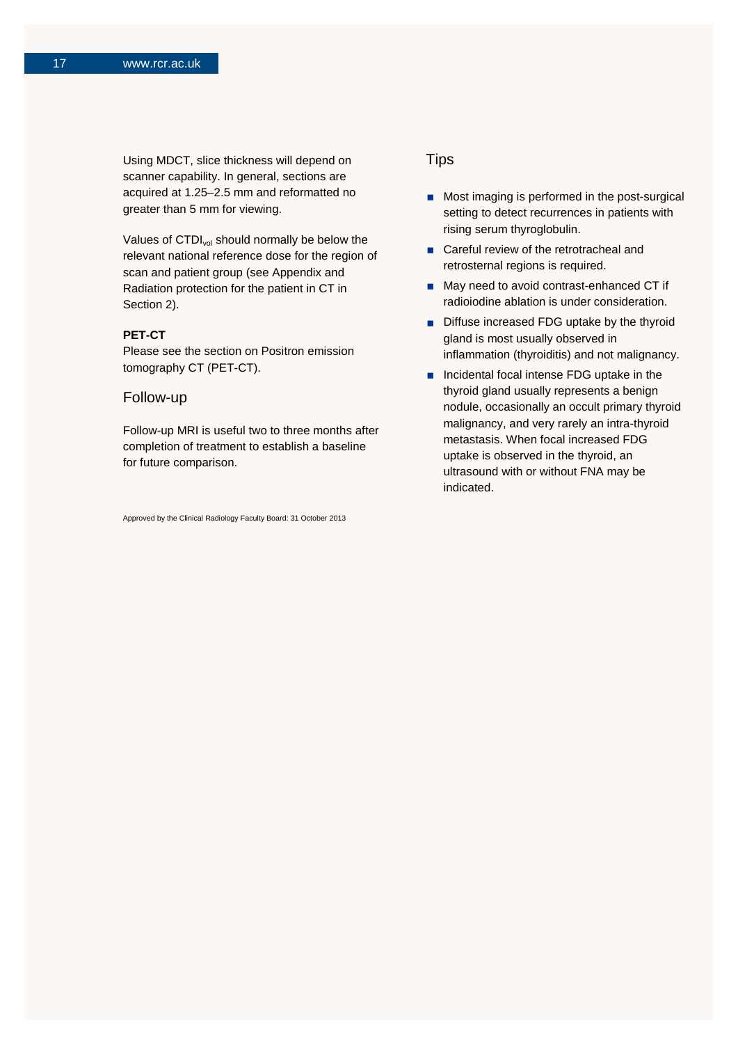Using MDCT, slice thickness will depend on scanner capability. In general, sections are acquired at 1.25–2.5 mm and reformatted no greater than 5 mm for viewing.

Values of $CTDI_{vol}$ should normally be below the relevant national reference dose for the region of scan and patient group (see Appendix and Radiation protection for the patient in CT in Section 2).

**PET-CT**

Please see the section on Positron emission tomography CT (PET-CT).

## Follow-up

Follow-up MRI is useful two to three months after completion of treatment to establish a baseline for future comparison.

Approved by the Clinical Radiology Faculty Board: 31 October 2013

## Tips

- Most imaging is performed in the post-surgical setting to detect recurrences in patients with rising serum thyroglobulin.
- Careful review of the retrotracheal and retrosternal regions is required.
- May need to avoid contrast-enhanced CT if radioiodine ablation is under consideration.
- Diffuse increased FDG uptake by the thyroid gland is most usually observed in inflammation (thyroiditis) and not malignancy.
- Incidental focal intense FDG uptake in the thyroid gland usually represents a benign nodule, occasionally an occult primary thyroid malignancy, and very rarely an intra-thyroid metastasis. When focal increased FDG uptake is observed in the thyroid, an ultrasound with or without FNA may be indicated.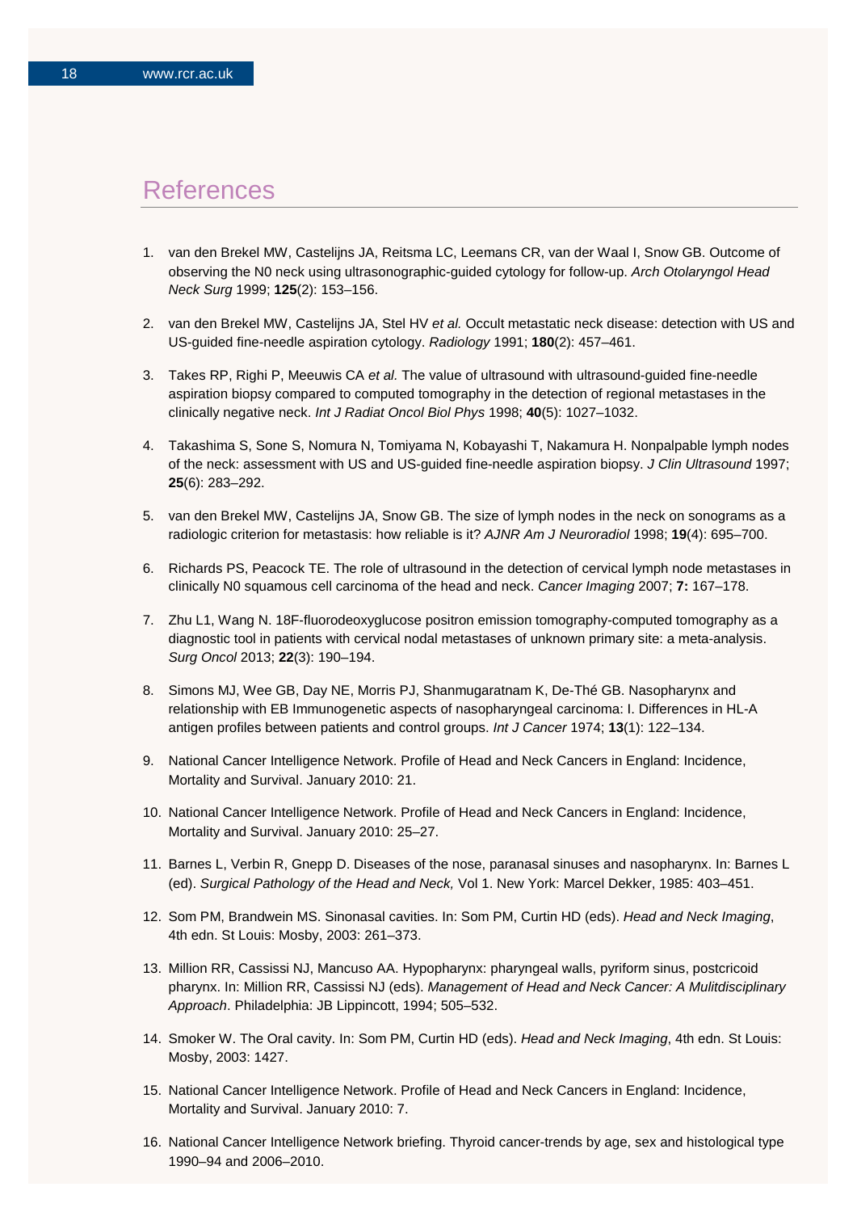# References

1. van den Brekel MW, Castelijns JA, Reitsma LC, Leemans CR, van der Waal I, Snow GB. Outcome of observing the N0 neck using ultrasonographic-guided cytology for follow-up. *Arch Otolaryngol Head Neck Surg* 1999; **125**(2): 153–156.

2. van den Brekel MW, Castelijns JA, Stel HV *et al.* Occult metastatic neck disease: detection with US and US-guided fine-needle aspiration cytology. *Radiology* 1991; **180**(2): 457–461.

3. Takes RP, Righi P, Meeuwis CA *et al.* The value of ultrasound with ultrasound-guided fine-needle aspiration biopsy compared to computed tomography in the detection of regional metastases in the clinically negative neck. *Int J Radiat Oncol Biol Phys* 1998; **40**(5): 1027–1032.

4. Takashima S, Sone S, Nomura N, Tomiyama N, Kobayashi T, Nakamura H. Nonpalpable lymph nodes of the neck: assessment with US and US-guided fine-needle aspiration biopsy. *J Clin Ultrasound* 1997; **25**(6): 283–292.

5. van den Brekel MW, Castelijns JA, Snow GB. The size of lymph nodes in the neck on sonograms as a radiologic criterion for metastasis: how reliable is it? *AJNR Am J Neuroradiol* 1998; **19**(4): 695–700.

6. Richards PS, Peacock TE. The role of ultrasound in the detection of cervical lymph node metastases in clinically N0 squamous cell carcinoma of the head and neck. *Cancer Imaging* 2007; **7:** 167–178.

7. Zhu L1, Wang N. 18F-fluorodeoxyglucose positron emission tomography-computed tomography as a diagnostic tool in patients with cervical nodal metastases of unknown primary site: a meta-analysis. *Surg Oncol* 2013; **22**(3): 190–194.

8. Simons MJ, Wee GB, Day NE, Morris PJ, Shanmugaratnam K, De-Thé GB. Nasopharynx and relationship with EB Immunogenetic aspects of nasopharyngeal carcinoma: I. Differences in HL-A antigen profiles between patients and control groups. *Int J Cancer* 1974; **13**(1): 122–134.

9. National Cancer Intelligence Network. Profile of Head and Neck Cancers in England: Incidence, Mortality and Survival. January 2010: 21.

10. National Cancer Intelligence Network. Profile of Head and Neck Cancers in England: Incidence, Mortality and Survival. January 2010: 25–27.

11. Barnes L, Verbin R, Gnepp D. Diseases of the nose, paranasal sinuses and nasopharynx. In: Barnes L (ed). *Surgical Pathology of the Head and Neck,* Vol 1. New York: Marcel Dekker, 1985: 403–451.

12. Som PM, Brandwein MS. Sinonasal cavities. In: Som PM, Curtin HD (eds). *Head and Neck Imaging*, 4th edn. St Louis: Mosby, 2003: 261–373.

13. Million RR, Cassissi NJ, Mancuso AA. Hypopharynx: pharyngeal walls, pyriform sinus, postcricoid pharynx. In: Million RR, Cassissi NJ (eds). *Management of Head and Neck Cancer: A Mulitdisciplinary Approach*. Philadelphia: JB Lippincott, 1994; 505–532.

14. Smoker W. The Oral cavity. In: Som PM, Curtin HD (eds). *Head and Neck Imaging*, 4th edn. St Louis: Mosby, 2003: 1427.

15. National Cancer Intelligence Network. Profile of Head and Neck Cancers in England: Incidence, Mortality and Survival. January 2010: 7.

16. National Cancer Intelligence Network briefing. Thyroid cancer-trends by age, sex and histological type 1990–94 and 2006–2010.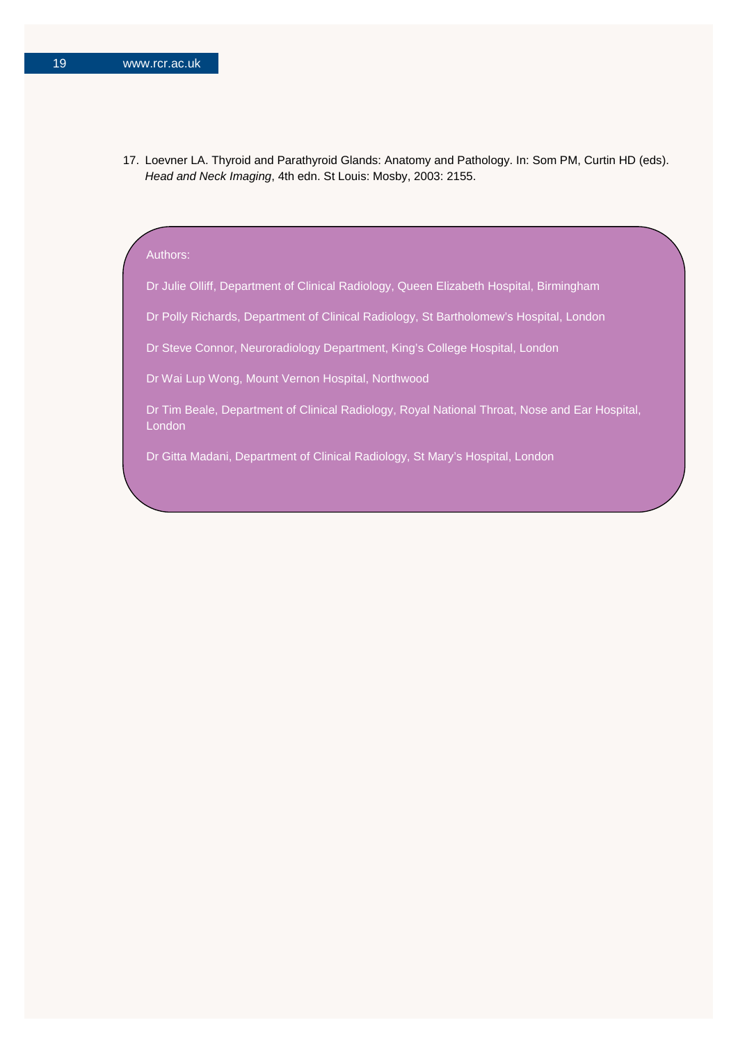17. Loevner LA. Thyroid and Parathyroid Glands: Anatomy and Pathology. In: Som PM, Curtin HD (eds). *Head and Neck Imaging*, 4th edn. St Louis: Mosby, 2003: 2155.

Authors:

Dr Julie Olliff, Department of Clinical Radiology, Queen Elizabeth Hospital, Birmingham

Dr Polly Richards, Department of Clinical Radiology, St Bartholomew's Hospital, London

Dr Steve Connor, Neuroradiology Department, King's College Hospital, London

Dr Wai Lup Wong, Mount Vernon Hospital, Northwood

Dr Tim Beale, Department of Clinical Radiology, Royal National Throat, Nose and Ear Hospital, London

Dr Gitta Madani, Department of Clinical Radiology, St Mary's Hospital, London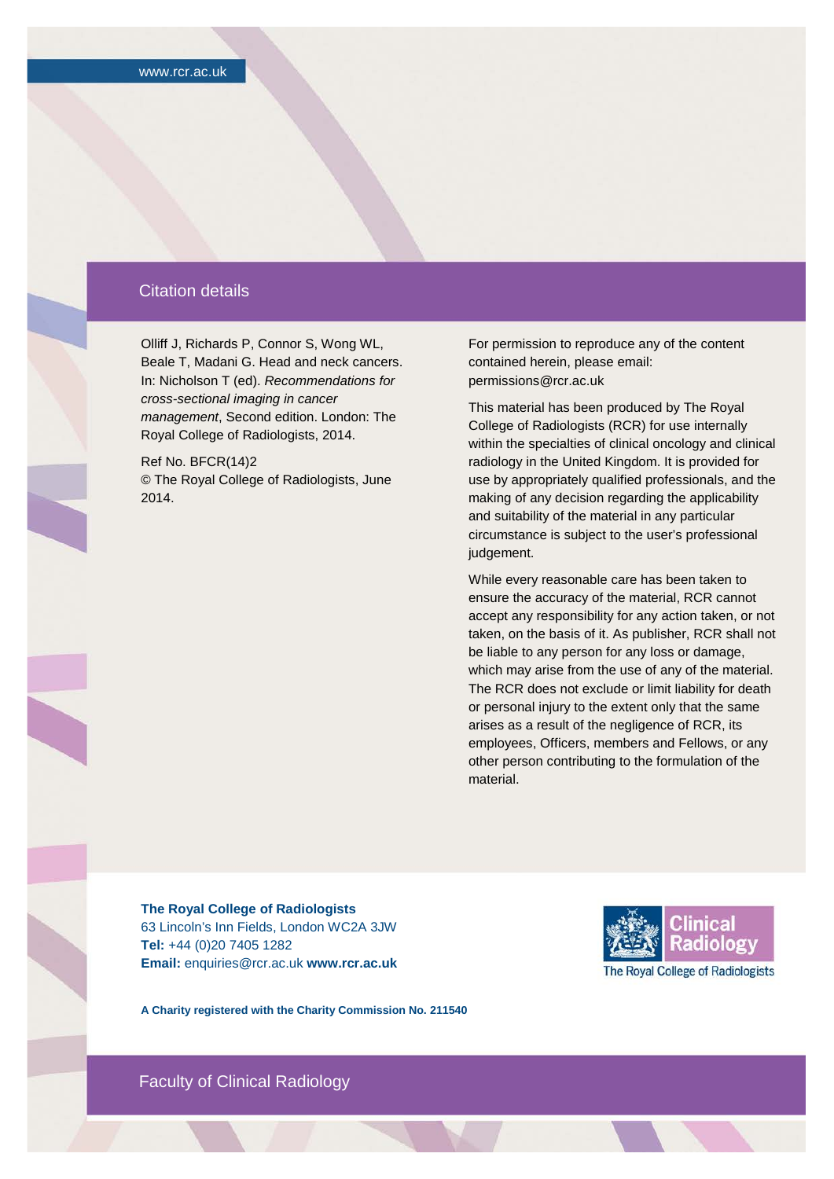www.rcr.ac.uk

## Citation details

Olliff J, Richards P, Connor S, Wong WL, Beale T, Madani G. Head and neck cancers. In: Nicholson T (ed). *Recommendations for cross-sectional imaging in cancer management*, Second edition. London: The Royal College of Radiologists, 2014.

Ref No. BFCR(14)2
© The Royal College of Radiologists, June 2014.

For permission to reproduce any of the content contained herein, please email: permissions@rcr.ac.uk

This material has been produced by The Royal College of Radiologists (RCR) for use internally within the specialties of clinical oncology and clinical radiology in the United Kingdom. It is provided for use by appropriately qualified professionals, and the making of any decision regarding the applicability and suitability of the material in any particular circumstance is subject to the user's professional judgement.

While every reasonable care has been taken to ensure the accuracy of the material, RCR cannot accept any responsibility for any action taken, or not taken, on the basis of it. As publisher, RCR shall not be liable to any person for any loss or damage, which may arise from the use of any of the material. The RCR does not exclude or limit liability for death or personal injury to the extent only that the same arises as a result of the negligence of RCR, its employees, Officers, members and Fellows, or any other person contributing to the formulation of the material.

**The Royal College of Radiologists**
63 Lincoln's Inn Fields, London WC2A 3JW
**Tel:** +44 (0)20 7405 1282
**Email:** enquiries@rcr.ac.uk **www.rcr.ac.uk**

Clinical Radiology
The Royal College of Radiologists

**A Charity registered with the Charity Commission No. 211540**

Faculty of Clinical Radiology